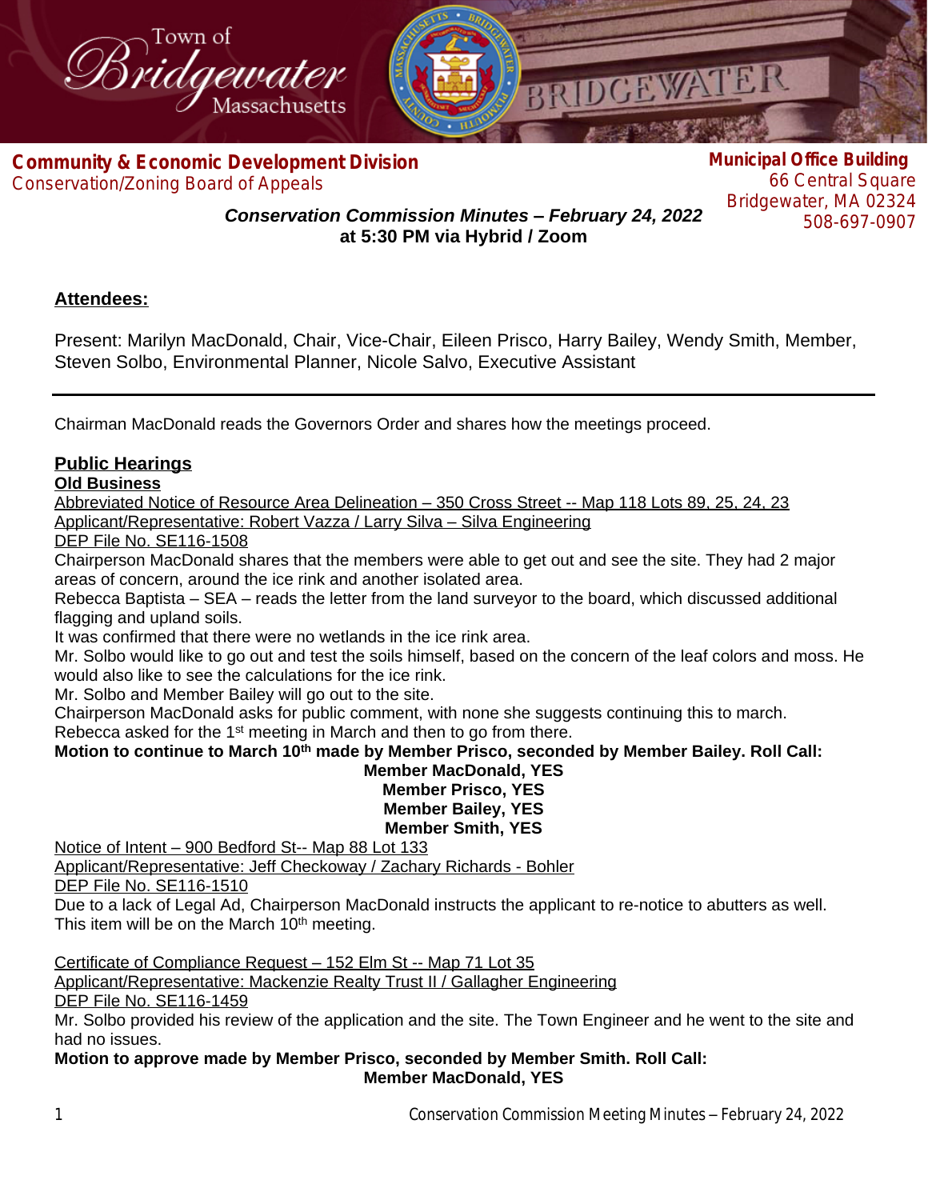Town of Bridgewater Massachusetts

**Community & Economic Development Division**
Conservation/Zoning Board of Appeals

**Municipal Office Building**
66 Central Square
Bridgewater, MA 02324
508-697-0907

***Conservation Commission Minutes – February 24, 2022***
**at 5:30 PM via Hybrid / Zoom**

## Attendees:

Present: Marilyn MacDonald, Chair, Vice-Chair, Eileen Prisco, Harry Bailey, Wendy Smith, Member, Steven Solbo, Environmental Planner, Nicole Salvo, Executive Assistant

---

Chairman MacDonald reads the Governors Order and shares how the meetings proceed.

## Public Hearings

### Old Business

Abbreviated Notice of Resource Area Delineation – 350 Cross Street -- Map 118 Lots 89, 25, 24, 23
Applicant/Representative: Robert Vazza / Larry Silva – Silva Engineering
DEP File No. SE116-1508

Chairperson MacDonald shares that the members were able to get out and see the site. They had 2 major areas of concern, around the ice rink and another isolated area.
Rebecca Baptista – SEA – reads the letter from the land surveyor to the board, which discussed additional flagging and upland soils.
It was confirmed that there were no wetlands in the ice rink area.
Mr. Solbo would like to go out and test the soils himself, based on the concern of the leaf colors and moss. He would also like to see the calculations for the ice rink.
Mr. Solbo and Member Bailey will go out to the site.
Chairperson MacDonald asks for public comment, with none she suggests continuing this to march.
Rebecca asked for the 1st meeting in March and then to go from there.

**Motion to continue to March 10th made by Member Prisco, seconded by Member Bailey. Roll Call:**
**Member MacDonald, YES**
**Member Prisco, YES**
**Member Bailey, YES**
**Member Smith, YES**

Notice of Intent – 900 Bedford St-- Map 88 Lot 133
Applicant/Representative: Jeff Checkoway / Zachary Richards - Bohler
DEP File No. SE116-1510

Due to a lack of Legal Ad, Chairperson MacDonald instructs the applicant to re-notice to abutters as well. This item will be on the March 10th meeting.

Certificate of Compliance Request – 152 Elm St -- Map 71 Lot 35
Applicant/Representative: Mackenzie Realty Trust II / Gallagher Engineering
DEP File No. SE116-1459

Mr. Solbo provided his review of the application and the site. The Town Engineer and he went to the site and had no issues.

**Motion to approve made by Member Prisco, seconded by Member Smith. Roll Call:**
**Member MacDonald, YES**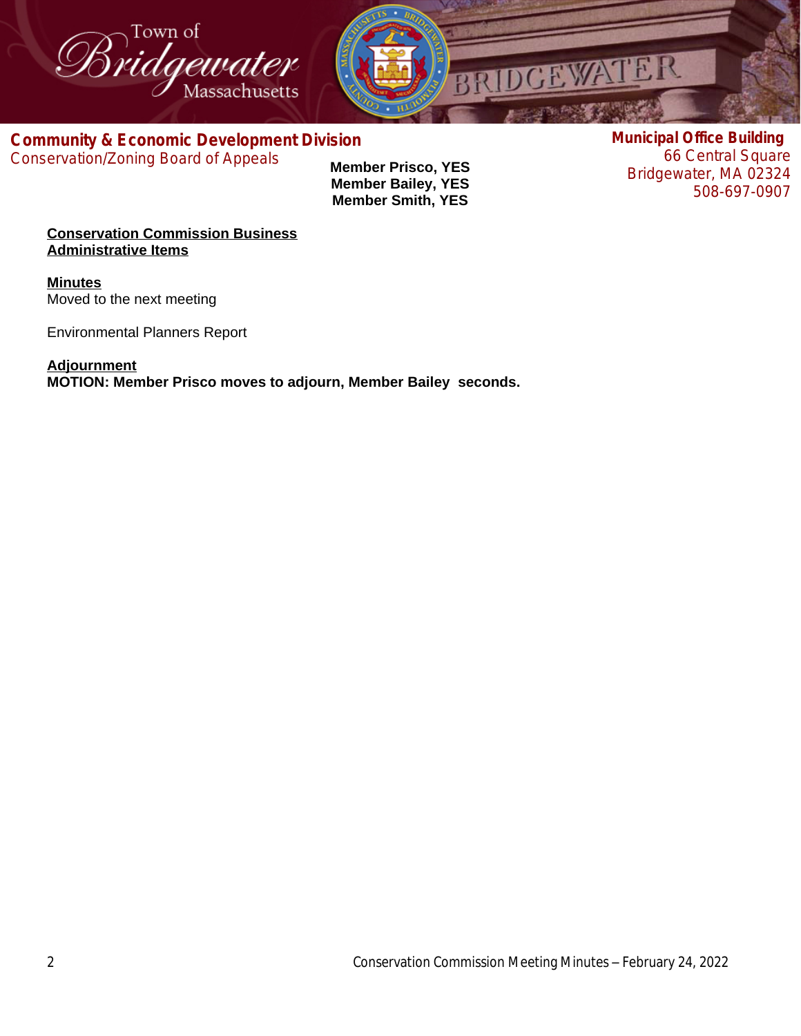**Community & Economic Development Division**
Conservation/Zoning Board of Appeals

**Municipal Office Building**
66 Central Square
Bridgewater, MA 02324
508-697-0907

**Member Prisco, YES**
**Member Bailey, YES**
**Member Smith, YES**

**Conservation Commission Business**
**Administrative Items**

**Minutes**
Moved to the next meeting

Environmental Planners Report

**Adjournment**
**MOTION: Member Prisco moves to adjourn, Member Bailey seconds.**